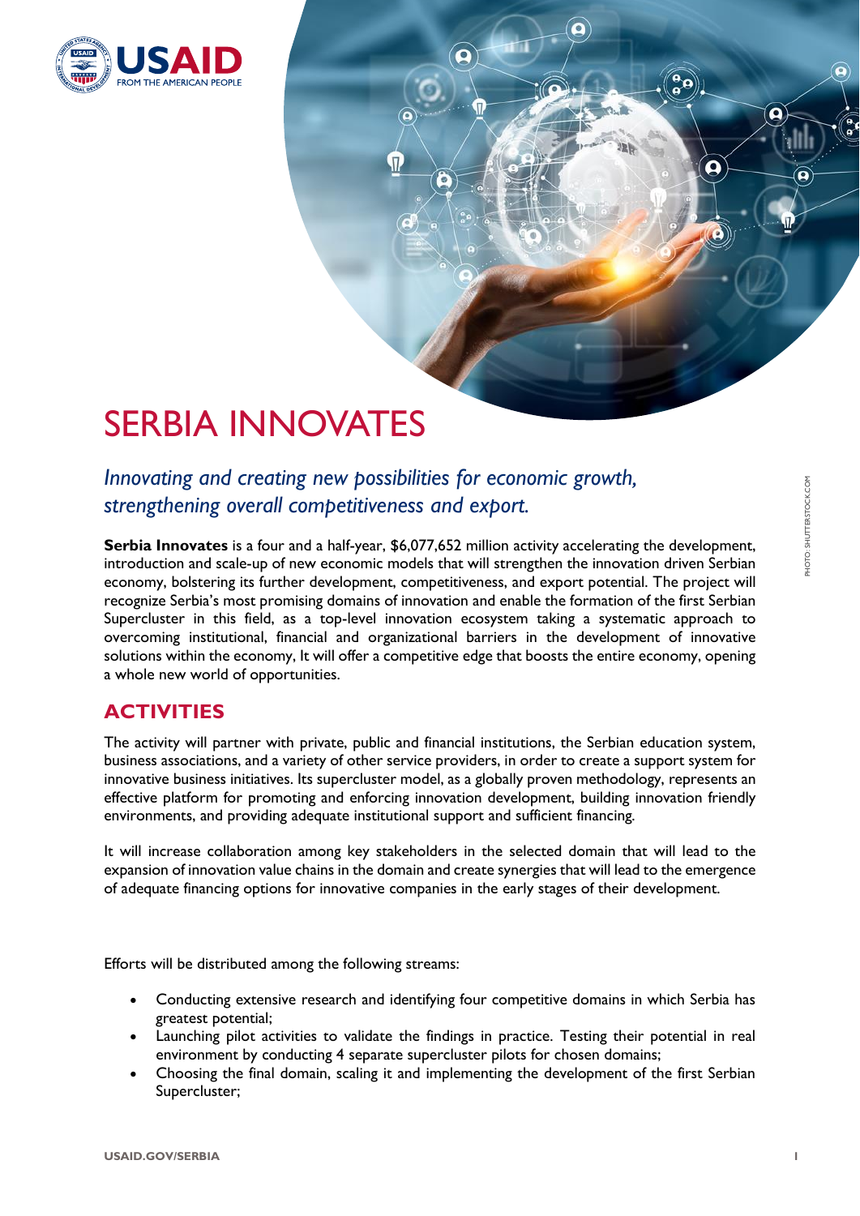# SERBIA INNOVATES

*Innovating and creating new possibilities for economic growth, strengthening overall competitiveness and export.*

**Serbia Innovates** is a four and a half-year, $6,077,652 million activity accelerating the development, introduction and scale-up of new economic models that will strengthen the innovation driven Serbian economy, bolstering its further development, competitiveness, and export potential. The project will recognize Serbia's most promising domains of innovation and enable the formation of the first Serbian Supercluster in this field, as a top-level innovation ecosystem taking a systematic approach to overcoming institutional, financial and organizational barriers in the development of innovative solutions within the economy, It will offer a competitive edge that boosts the entire economy, opening a whole new world of opportunities.

## ACTIVITIES

The activity will partner with private, public and financial institutions, the Serbian education system, business associations, and a variety of other service providers, in order to create a support system for innovative business initiatives. Its supercluster model, as a globally proven methodology, represents an effective platform for promoting and enforcing innovation development, building innovation friendly environments, and providing adequate institutional support and sufficient financing.

It will increase collaboration among key stakeholders in the selected domain that will lead to the expansion of innovation value chains in the domain and create synergies that will lead to the emergence of adequate financing options for innovative companies in the early stages of their development.

Efforts will be distributed among the following streams:

- Conducting extensive research and identifying four competitive domains in which Serbia has greatest potential;
- Launching pilot activities to validate the findings in practice. Testing their potential in real environment by conducting 4 separate supercluster pilots for chosen domains;
- Choosing the final domain, scaling it and implementing the development of the first Serbian Supercluster;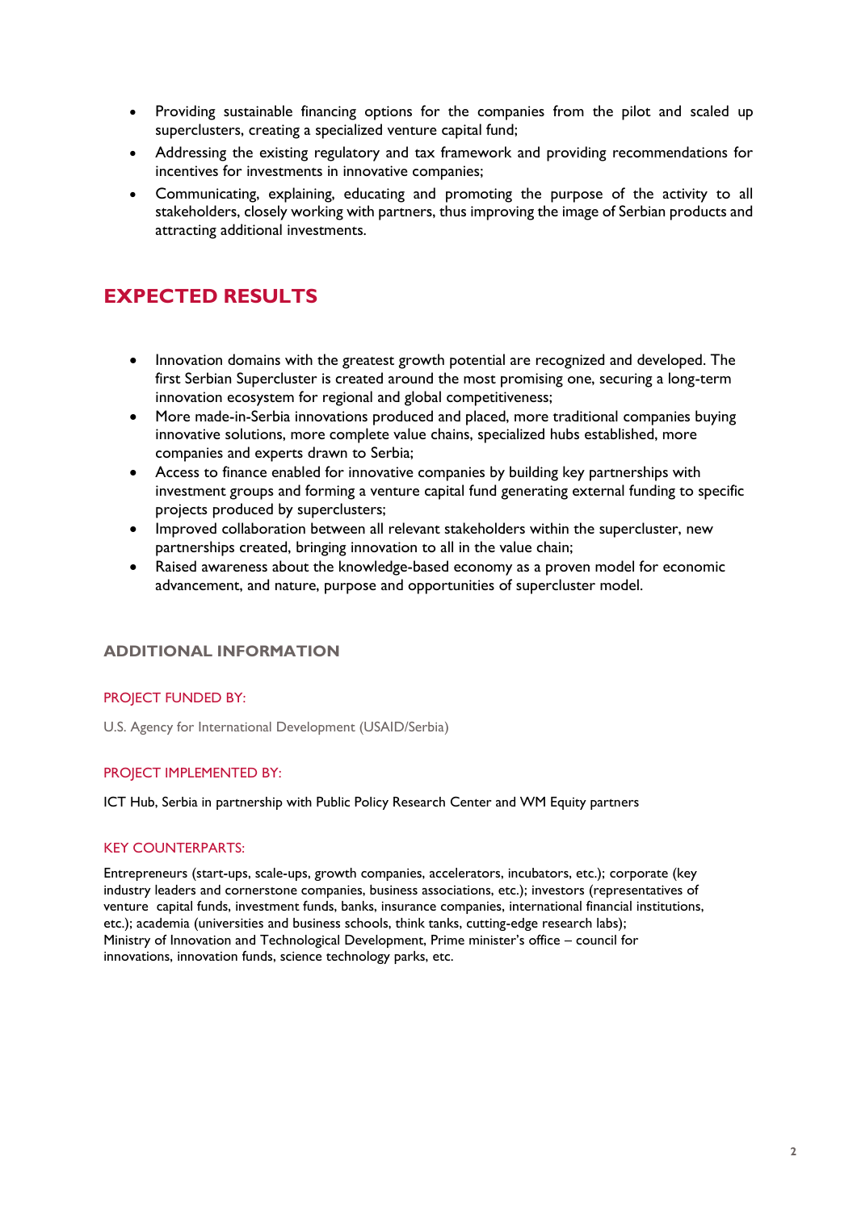- Providing sustainable financing options for the companies from the pilot and scaled up superclusters, creating a specialized venture capital fund;
- Addressing the existing regulatory and tax framework and providing recommendations for incentives for investments in innovative companies;
- Communicating, explaining, educating and promoting the purpose of the activity to all stakeholders, closely working with partners, thus improving the image of Serbian products and attracting additional investments.

## EXPECTED RESULTS

- Innovation domains with the greatest growth potential are recognized and developed. The first Serbian Supercluster is created around the most promising one, securing a long-term innovation ecosystem for regional and global competitiveness;
- More made-in-Serbia innovations produced and placed, more traditional companies buying innovative solutions, more complete value chains, specialized hubs established, more companies and experts drawn to Serbia;
- Access to finance enabled for innovative companies by building key partnerships with investment groups and forming a venture capital fund generating external funding to specific projects produced by superclusters;
- Improved collaboration between all relevant stakeholders within the supercluster, new partnerships created, bringing innovation to all in the value chain;
- Raised awareness about the knowledge-based economy as a proven model for economic advancement, and nature, purpose and opportunities of supercluster model.

### ADDITIONAL INFORMATION

#### PROJECT FUNDED BY:

U.S. Agency for International Development (USAID/Serbia)

#### PROJECT IMPLEMENTED BY:

ICT Hub, Serbia in partnership with Public Policy Research Center and WM Equity partners

#### KEY COUNTERPARTS:

Entrepreneurs (start-ups, scale-ups, growth companies, accelerators, incubators, etc.); corporate (key industry leaders and cornerstone companies, business associations, etc.); investors (representatives of venture capital funds, investment funds, banks, insurance companies, international financial institutions, etc.); academia (universities and business schools, think tanks, cutting-edge research labs); Ministry of Innovation and Technological Development, Prime minister's office – council for innovations, innovation funds, science technology parks, etc.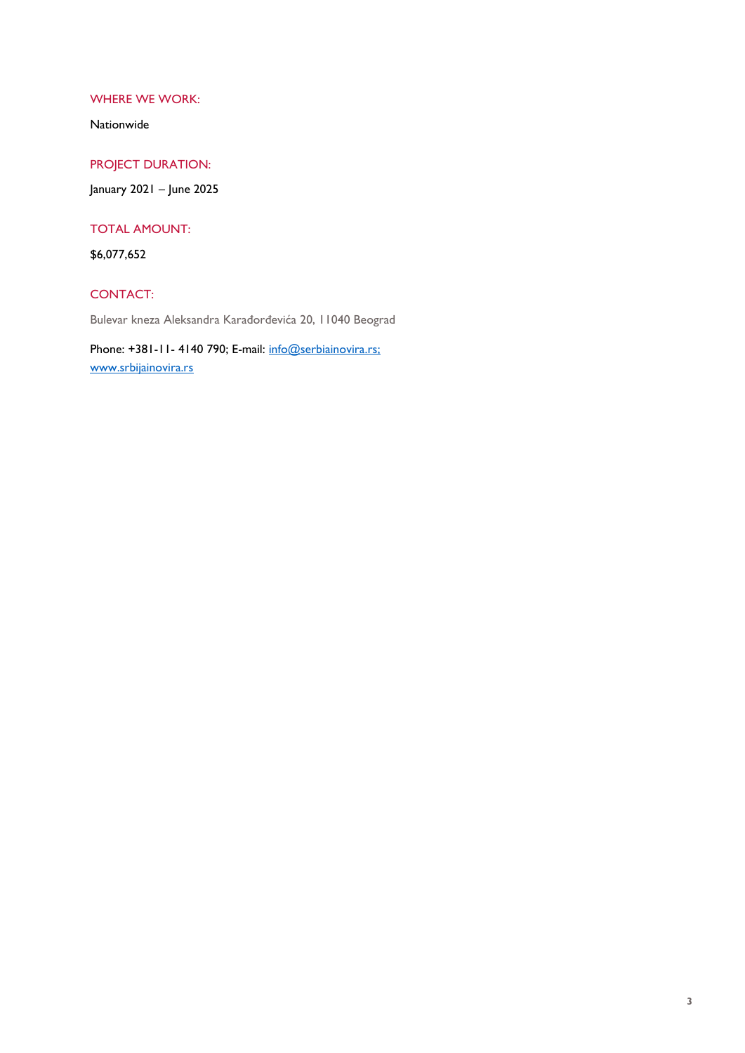## WHERE WE WORK:

Nationwide

## PROJECT DURATION:

January 2021 – June 2025

## TOTAL AMOUNT:

$6,077,652

## CONTACT:

Bulevar kneza Aleksandra Karađorđevića 20, 11040 Beograd

Phone: +381-11- 4140 790; E-mail: info@serbiainovira.rs;
www.srbijainovira.rs